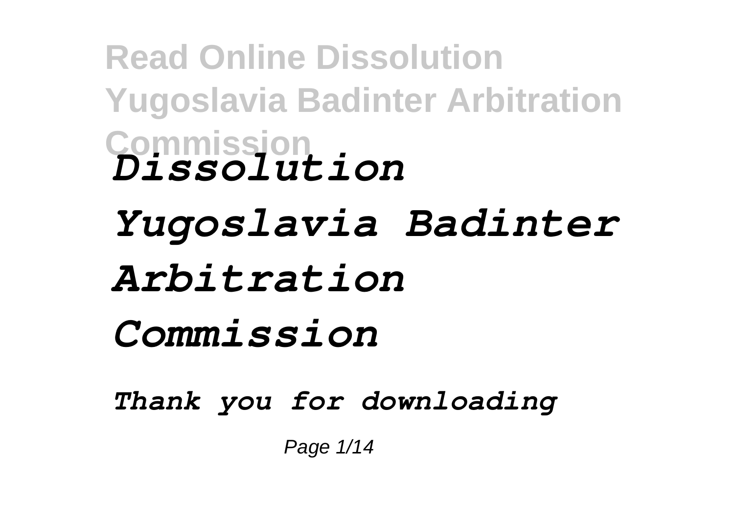# *Dissolution Yugoslavia Badinter Arbitration Commission*

***Thank you for downloading***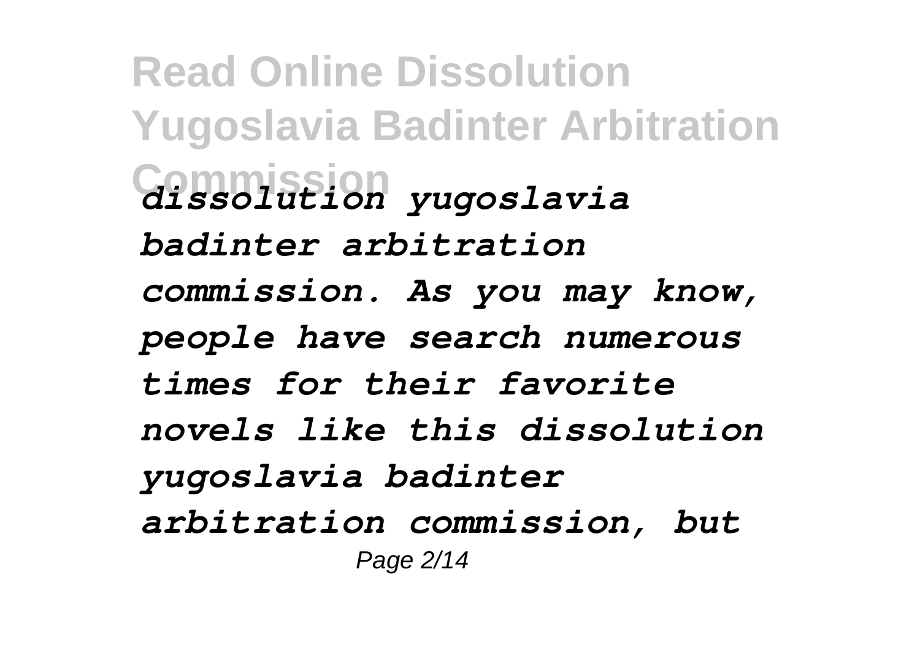*dissolution yugoslavia badinter arbitration commission. As you may know, people have search numerous times for their favorite novels like this dissolution yugoslavia badinter arbitration commission, but*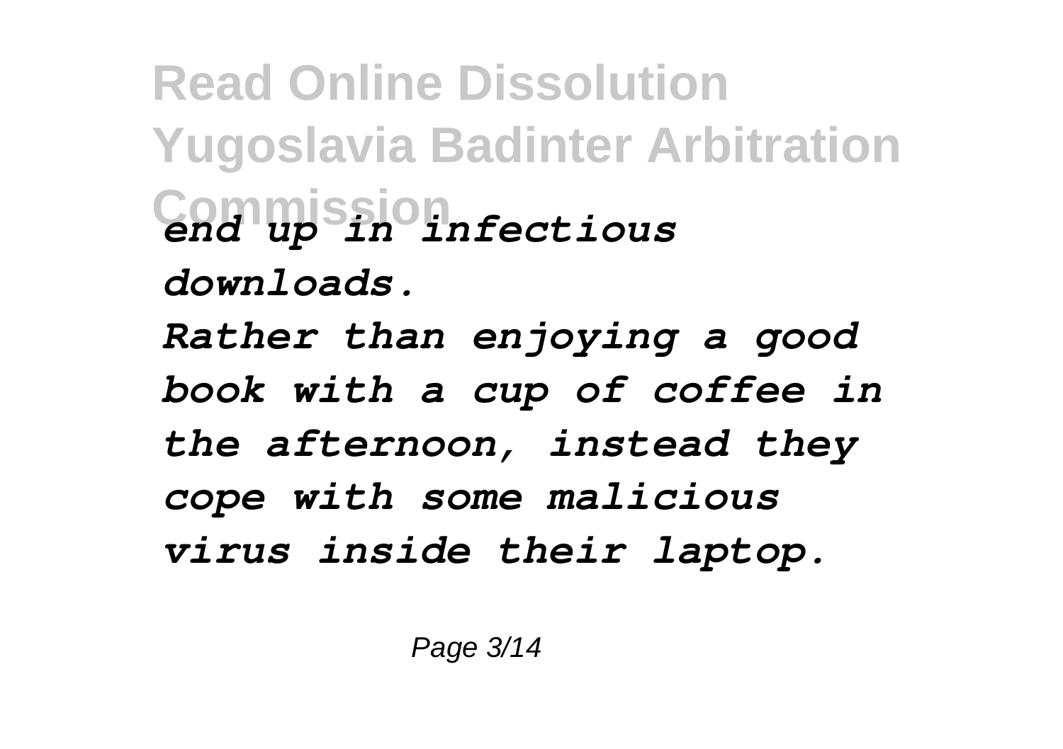*end up in infectious downloads.*

*Rather than enjoying a good book with a cup of coffee in the afternoon, instead they cope with some malicious virus inside their laptop.*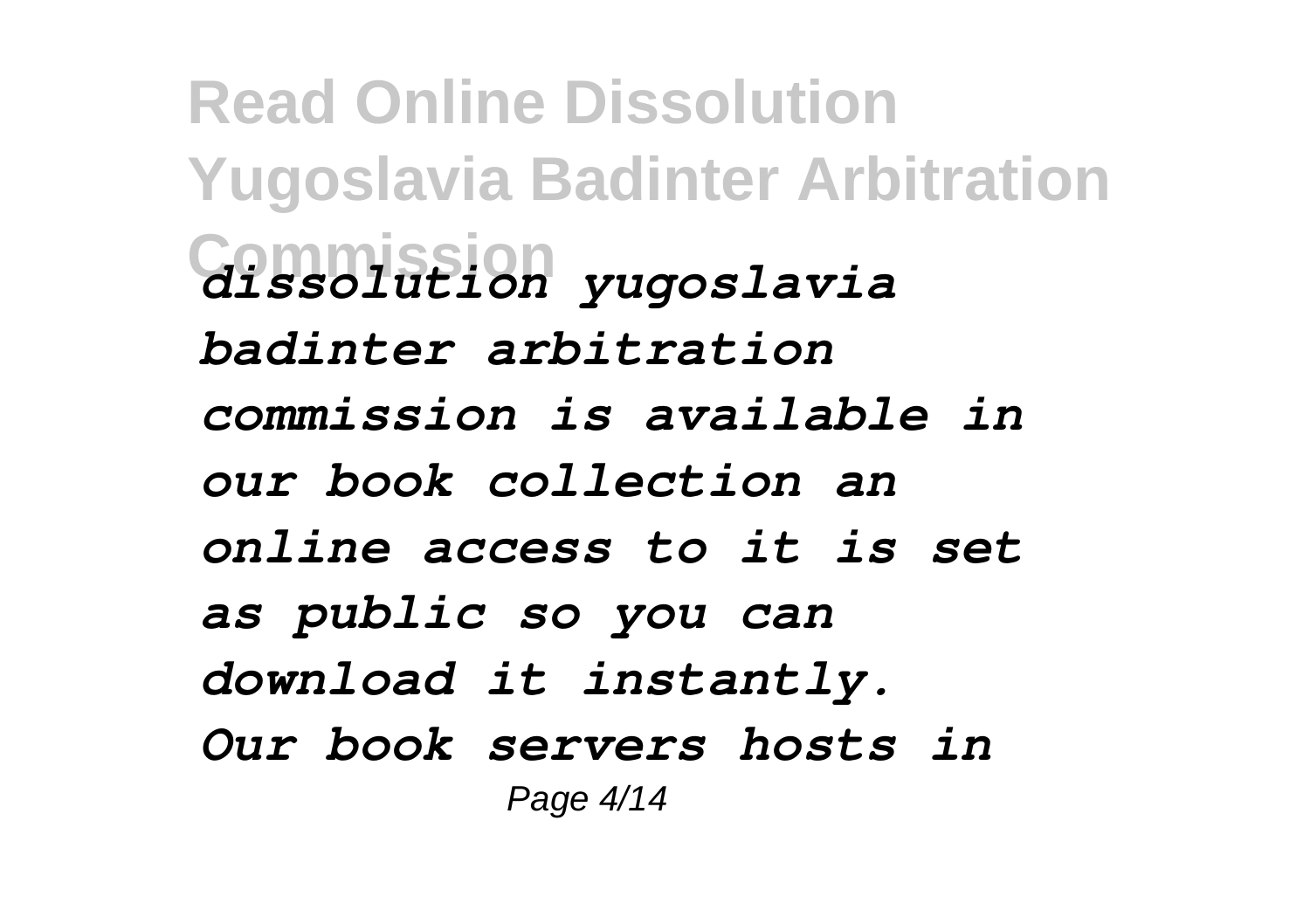*dissolution yugoslavia badinter arbitration commission is available in our book collection an online access to it is set as public so you can download it instantly. Our book servers hosts in*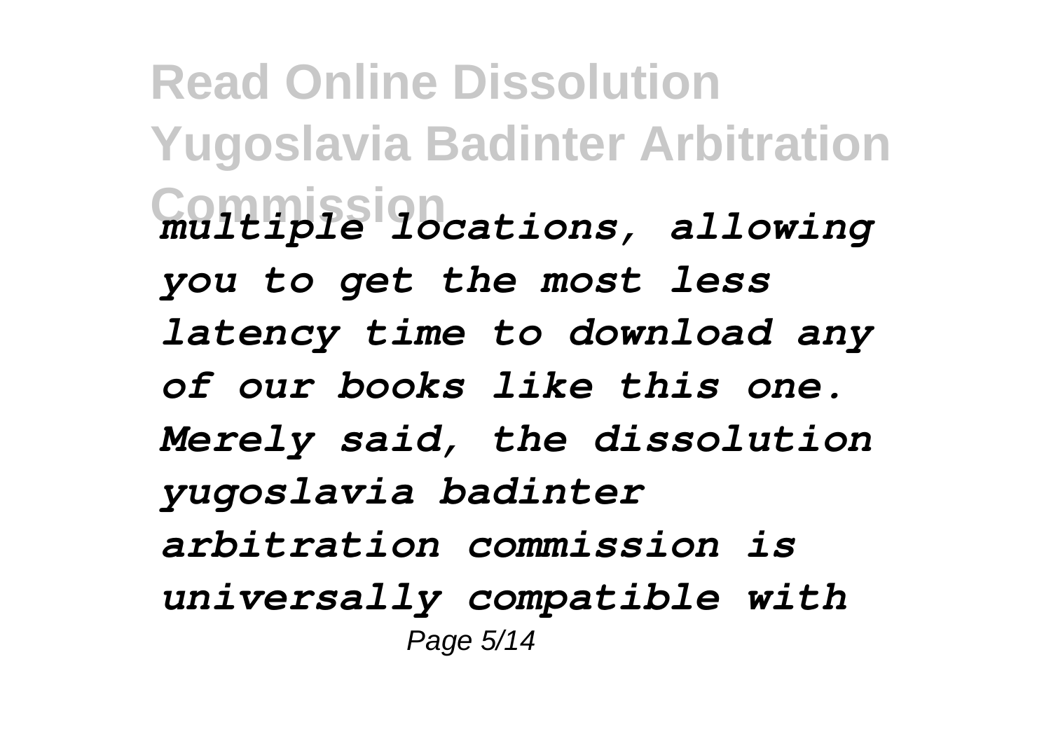*multiple locations, allowing you to get the most less latency time to download any of our books like this one. Merely said, the dissolution yugoslavia badinter arbitration commission is universally compatible with*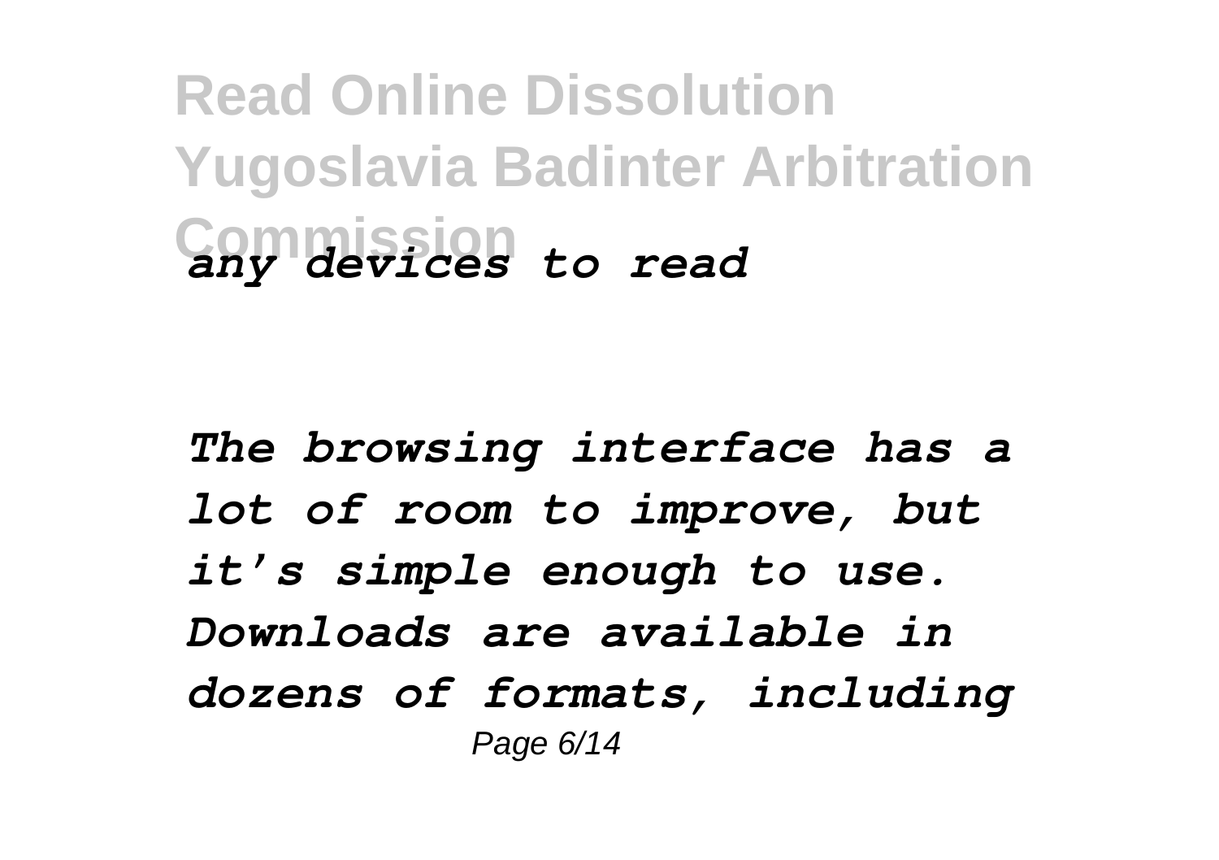*any devices to read*

*The browsing interface has a lot of room to improve, but it's simple enough to use. Downloads are available in dozens of formats, including*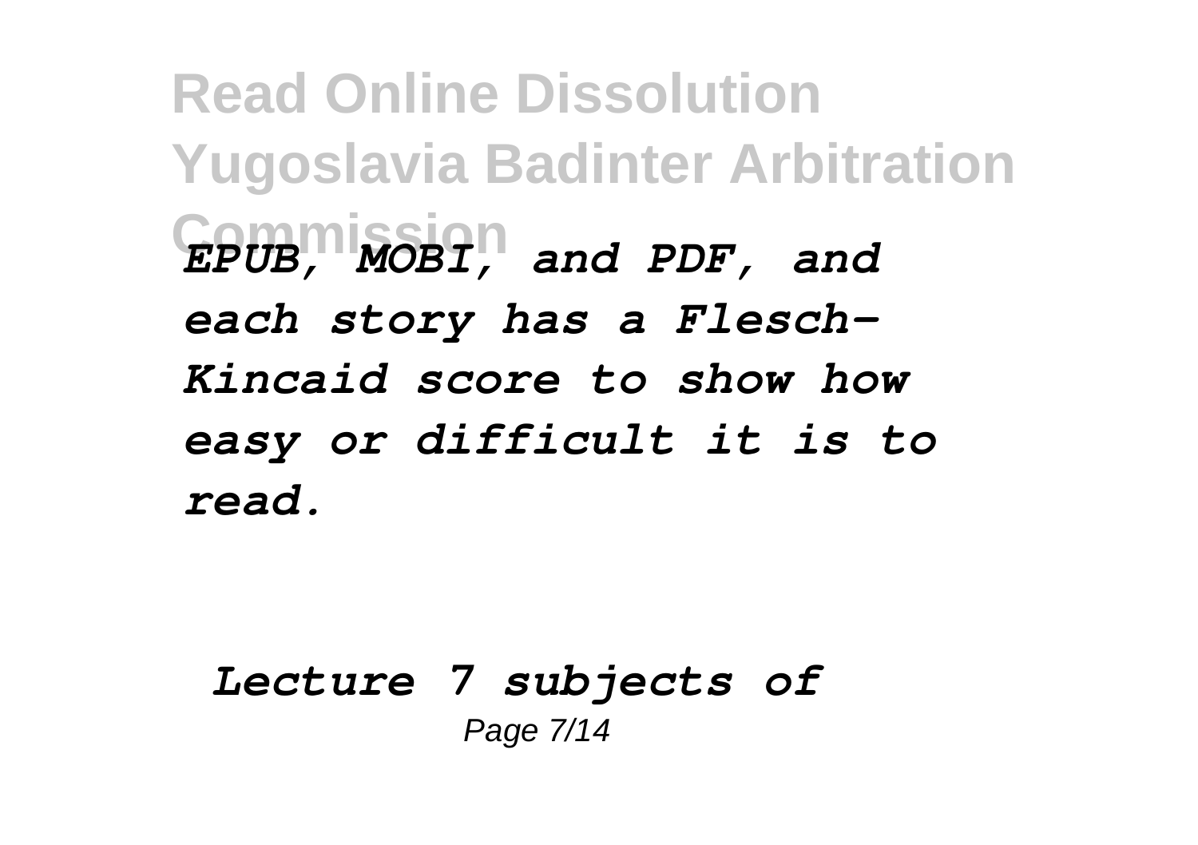*EPUB, MOBI, and PDF, and each story has a Flesch-Kincaid score to show how easy or difficult it is to read.*

*Lecture 7 subjects of*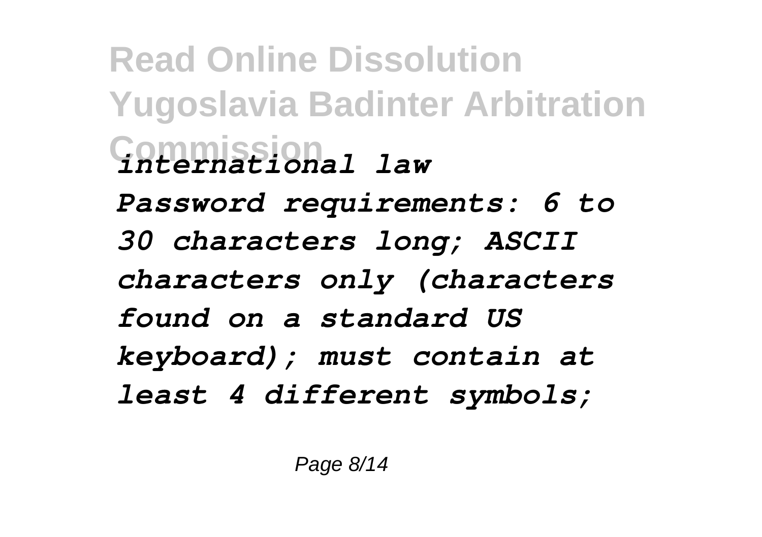*international law*

*Password requirements: 6 to 30 characters long; ASCII characters only (characters found on a standard US keyboard); must contain at least 4 different symbols;*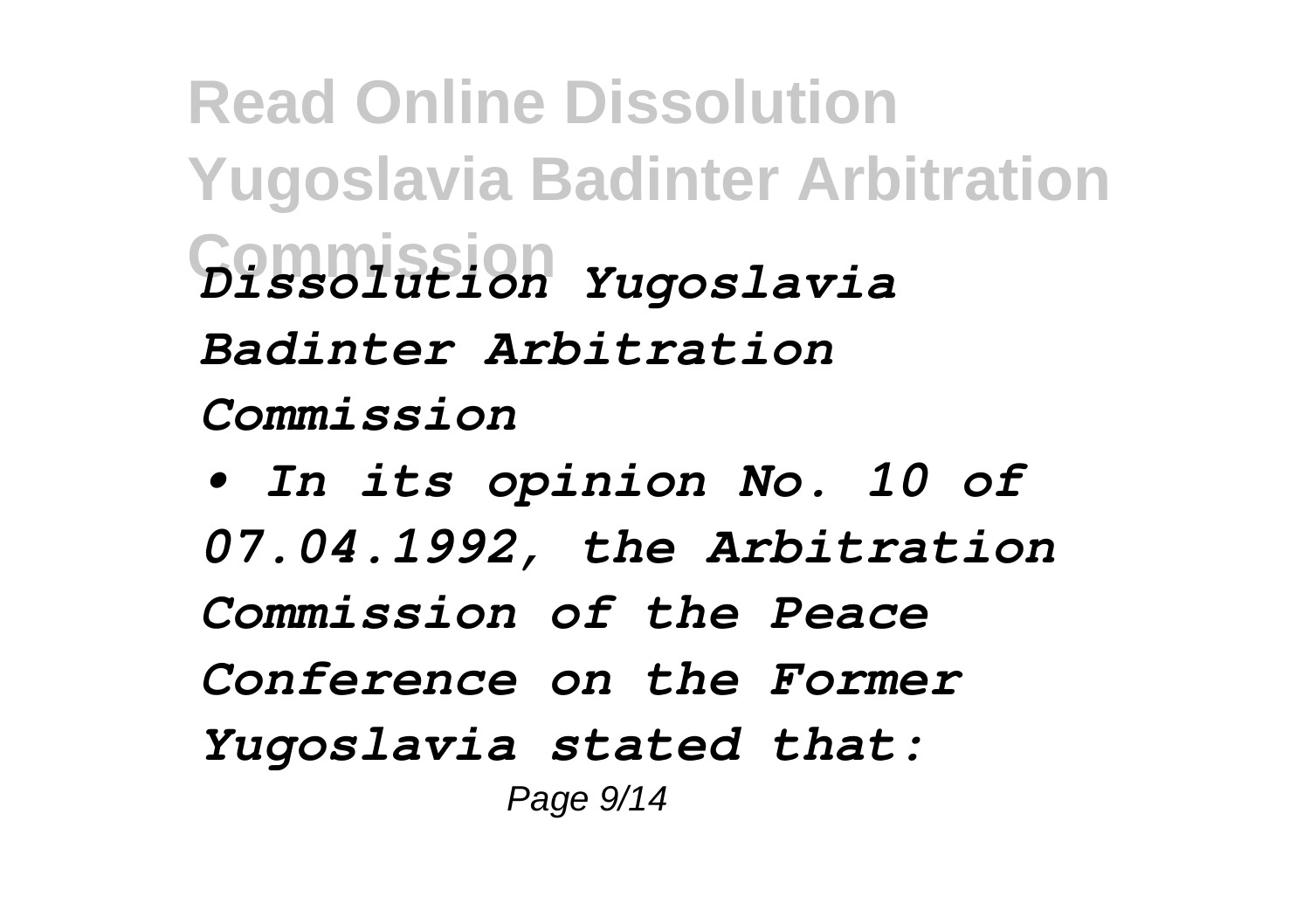*Dissolution Yugoslavia Badinter Arbitration Commission*

- *In its opinion No. 10 of 07.04.1992, the Arbitration Commission of the Peace Conference on the Former Yugoslavia stated that:*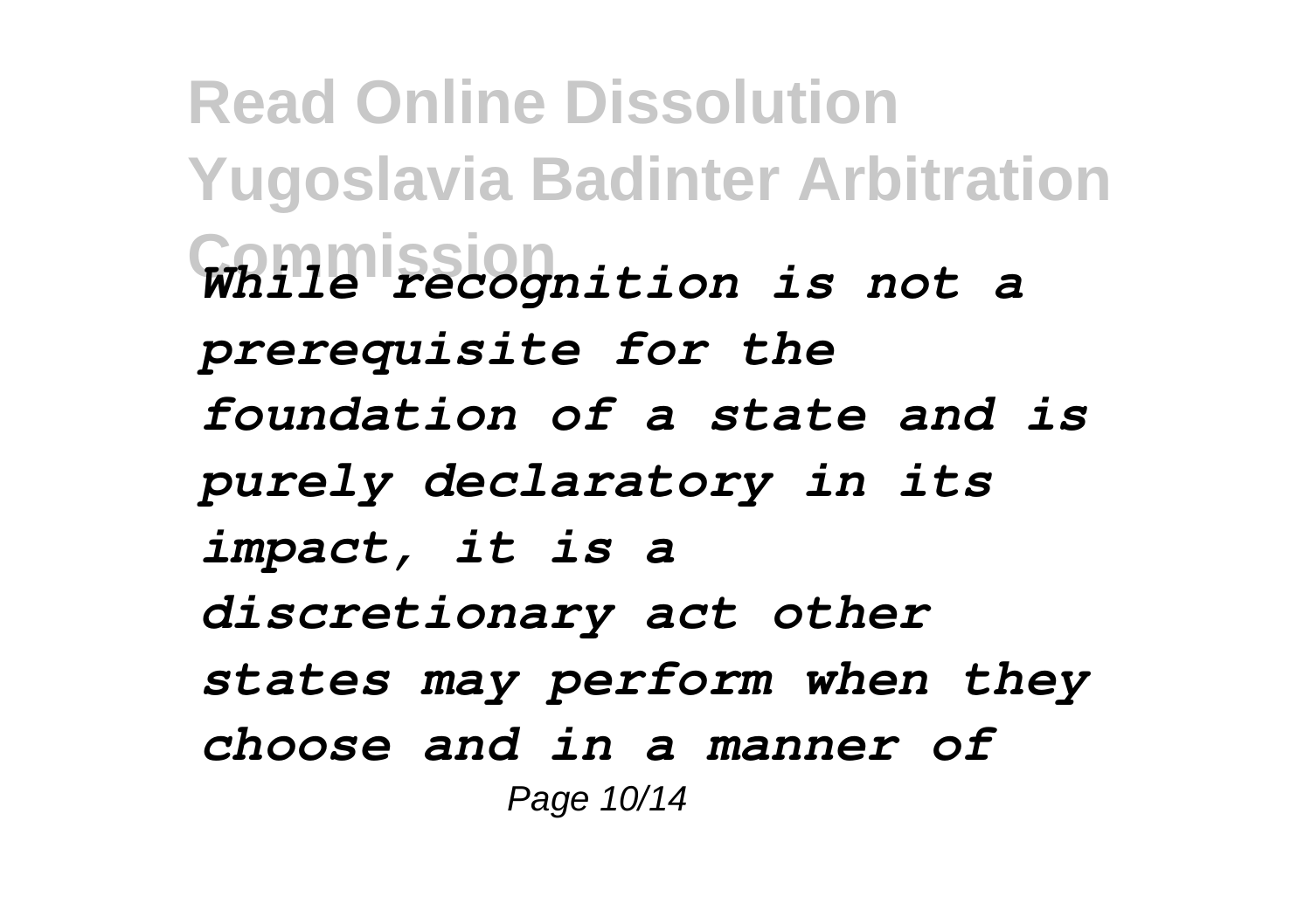*While recognition is not a prerequisite for the foundation of a state and is purely declaratory in its impact, it is a discretionary act other states may perform when they choose and in a manner of*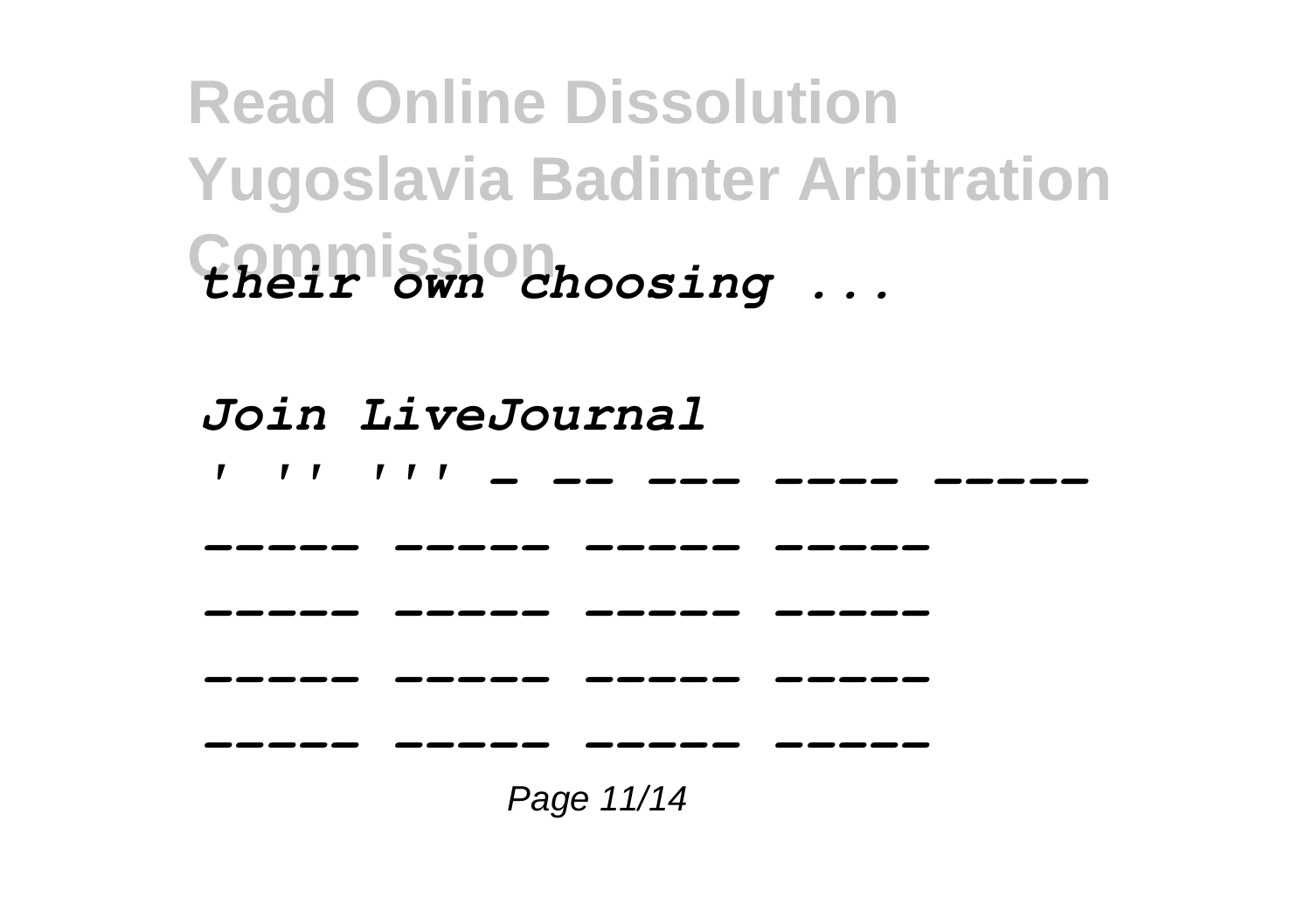*their own choosing ...*

*Join LiveJournal*

*' '' ''' - -- --- ---- ----- ----- ----- ----- ----- ----- ----- ----- ----- ----- ----- ----- ----- ----- ----- ----- -----*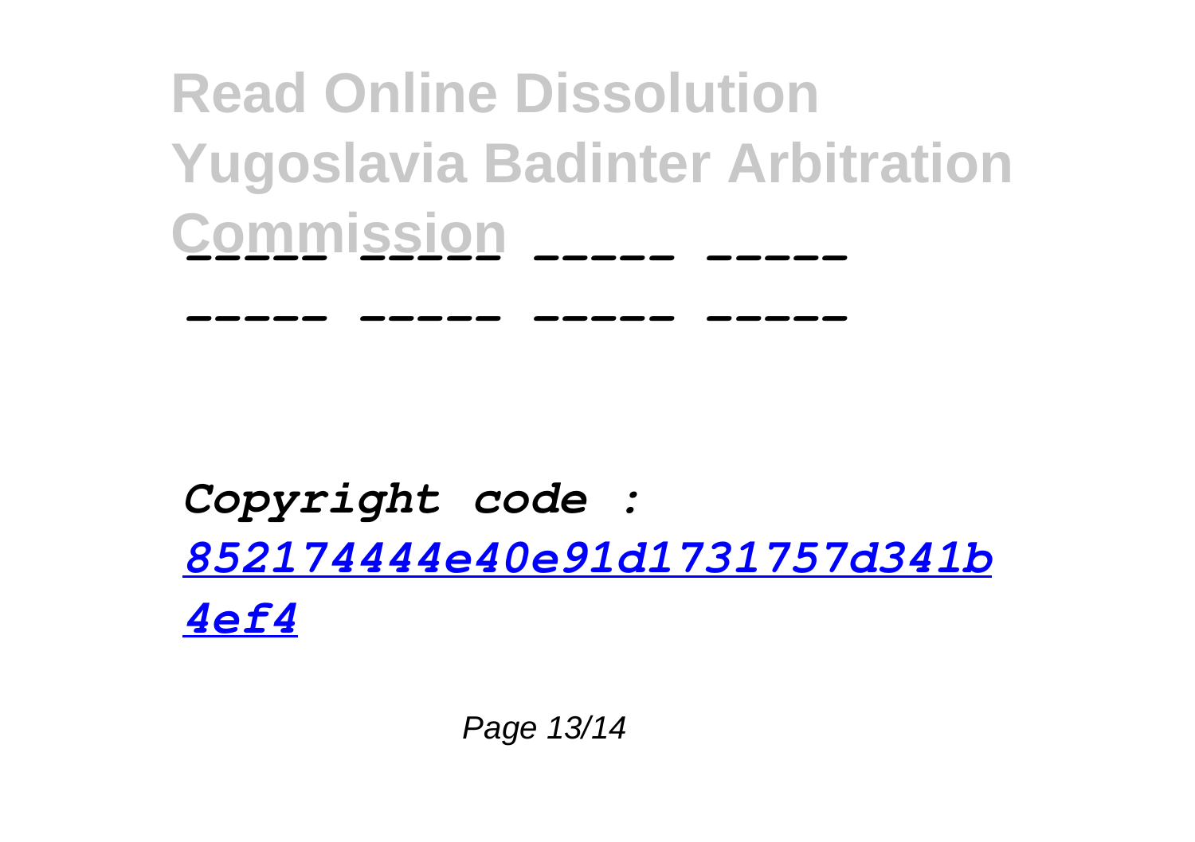**Read Online Dissolution Yugoslavia Badinter Arbitration Commission**

_____ _____ _____ _____

_____ _____ _____ _____

*Copyright code : [852174444e40e91d1731757d341b4ef4](852174444e40e91d1731757d341b4ef4)*